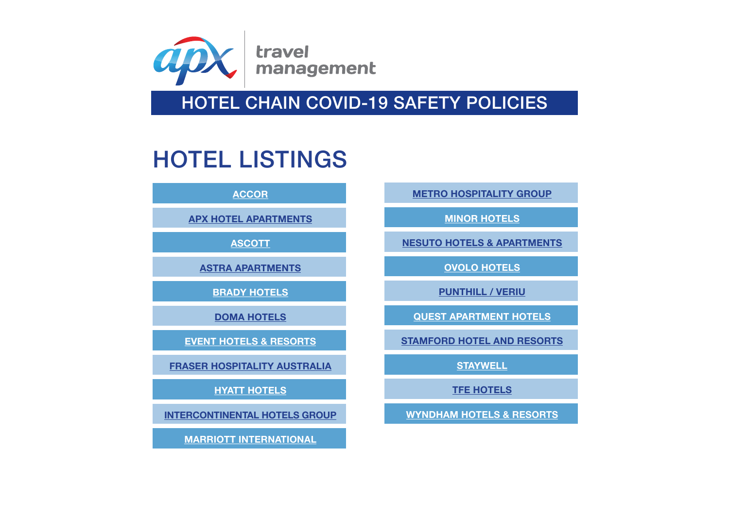apx travel management

# HOTEL CHAIN COVID-19 SAFETY POLICIES

## HOTEL LISTINGS

- ACCOR
- APX HOTEL APARTMENTS
- ASCOTT
- ASTRA APARTMENTS
- BRADY HOTELS
- DOMA HOTELS
- EVENT HOTELS & RESORTS
- FRASER HOSPITALITY AUSTRALIA
- HYATT HOTELS
- INTERCONTINENTAL HOTELS GROUP
- MARRIOTT INTERNATIONAL
- METRO HOSPITALITY GROUP
- MINOR HOTELS
- NESUTO HOTELS & APARTMENTS
- OVOLO HOTELS
- PUNTHILL / VERIU
- QUEST APARTMENT HOTELS
- STAMFORD HOTEL AND RESORTS
- STAYWELL
- TFE HOTELS
- WYNDHAM HOTELS & RESORTS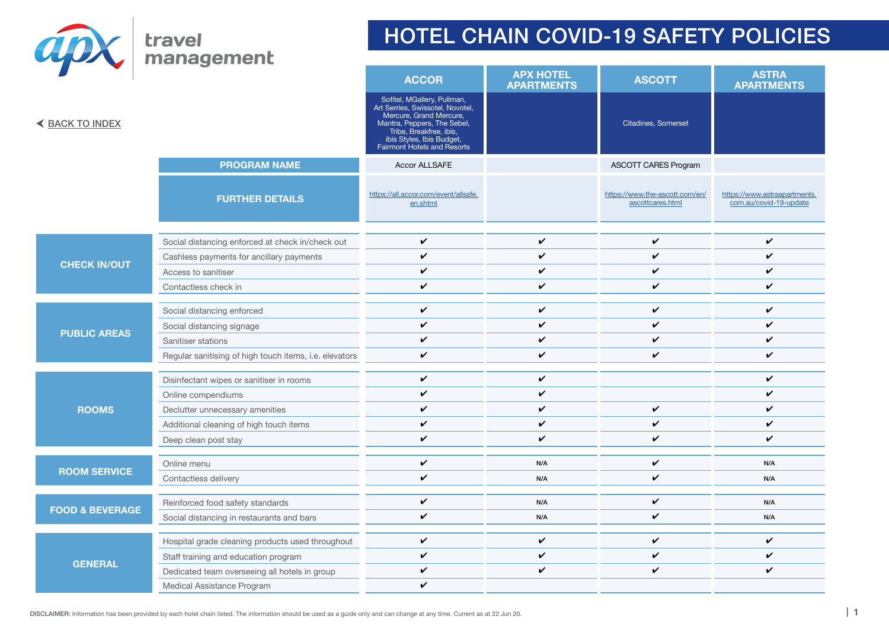apx travel management

# HOTEL CHAIN COVID-19 SAFETY POLICIES

BACK TO INDEX

| | | ACCOR | APX HOTEL APARTMENTS | ASCOTT | ASTRA APARTMENTS |
|---|---|---|---|---|---|
| | | Sofitel, MGallery, Pullman, Art Serries, Swissotel, Novotel, Mercure, Grand Mercure, Mantra, Peppers, The Sebel, Tribe, Breakfree, ibis, ibis Styles, Ibis Budget, Fairmont Hotels and Resorts | | Citadines, Somerset | |
| | PROGRAM NAME | Accor ALLSAFE | | ASCOTT CARES Program | |
| | FURTHER DETAILS | https://all.accor.com/event/allsafe.en.shtml | | https://www.the-ascott.com/en/ascottcares.html | https://www.astraapartments.com.au/covid-19-update |
| CHECK IN/OUT | Social distancing enforced at check in/check out | ✔ | ✔ | ✔ | ✔ |
| | Cashless payments for ancillary payments | ✔ | ✔ | ✔ | ✔ |
| | Access to sanitiser | ✔ | ✔ | ✔ | ✔ |
| | Contactless check in | ✔ | ✔ | ✔ | ✔ |
| PUBLIC AREAS | Social distancing enforced | ✔ | ✔ | ✔ | ✔ |
| | Social distancing signage | ✔ | ✔ | ✔ | ✔ |
| | Sanitiser stations | ✔ | ✔ | ✔ | ✔ |
| | Regular sanitising of high touch items, i.e. elevators | ✔ | ✔ | ✔ | ✔ |
| ROOMS | Disinfectant wipes or sanitiser in rooms | ✔ | ✔ | | ✔ |
| | Online compendiums | ✔ | ✔ | | ✔ |
| | Declutter unnecessary amenities | ✔ | ✔ | ✔ | ✔ |
| | Additional cleaning of high touch items | ✔ | ✔ | ✔ | ✔ |
| | Deep clean post stay | ✔ | ✔ | ✔ | ✔ |
| ROOM SERVICE | Online menu | ✔ | N/A | ✔ | N/A |
| | Contactless delivery | ✔ | N/A | ✔ | N/A |
| FOOD & BEVERAGE | Reinforced food safety standards | ✔ | N/A | ✔ | N/A |
| | Social distancing in restaurants and bars | ✔ | N/A | ✔ | N/A |
| GENERAL | Hospital grade cleaning products used throughout | ✔ | ✔ | ✔ | ✔ |
| | Staff training and education program | ✔ | ✔ | ✔ | ✔ |
| | Dedicated team overseeing all hotels in group | ✔ | ✔ | ✔ | ✔ |
| | Medical Assistance Program | ✔ | | | |

**DISCLAIMER:** Information has been provided by each hotel chain listed. The information should be used as a guide only and can change at any time. Current as at 22 Jun 20.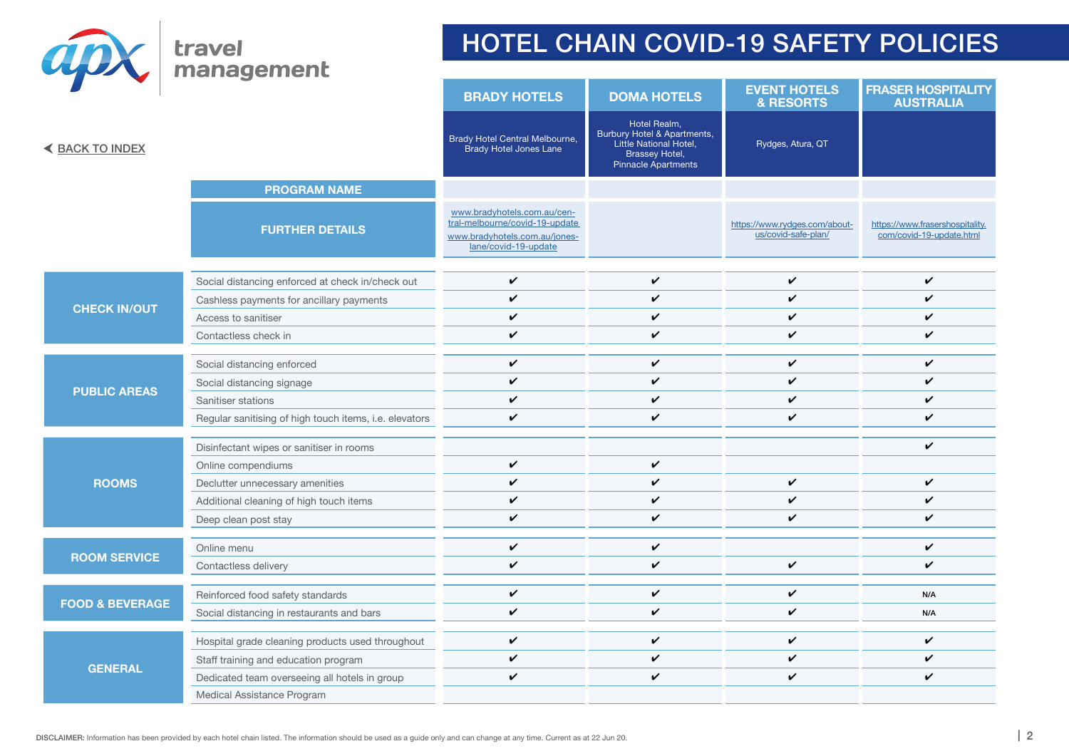apx travel management

# HOTEL CHAIN COVID-19 SAFETY POLICIES

BACK TO INDEX

| | | BRADY HOTELS | DOMA HOTELS | EVENT HOTELS & RESORTS | FRASER HOSPITALITY AUSTRALIA |
|---|---|---|---|---|---|
| | | Brady Hotel Central Melbourne, Brady Hotel Jones Lane | Hotel Realm, Burbury Hotel & Apartments, Little National Hotel, Brassey Hotel, Pinnacle Apartments | Rydges, Atura, QT | |
| | PROGRAM NAME | | | | |
| | FURTHER DETAILS | www.bradyhotels.com.au/central-melbourne/covid-19-update www.bradyhotels.com.au/jones-lane/covid-19-update | | https://www.rydges.com/about-us/covid-safe-plan/ | https://www.frasershospitality.com/covid-19-update.html |
| CHECK IN/OUT | Social distancing enforced at check in/check out | ✔ | ✔ | ✔ | ✔ |
| | Cashless payments for ancillary payments | ✔ | ✔ | ✔ | ✔ |
| | Access to sanitiser | ✔ | ✔ | ✔ | ✔ |
| | Contactless check in | ✔ | ✔ | ✔ | ✔ |
| PUBLIC AREAS | Social distancing enforced | ✔ | ✔ | ✔ | ✔ |
| | Social distancing signage | ✔ | ✔ | ✔ | ✔ |
| | Sanitiser stations | ✔ | ✔ | ✔ | ✔ |
| | Regular sanitising of high touch items, i.e. elevators | ✔ | ✔ | ✔ | ✔ |
| ROOMS | Disinfectant wipes or sanitiser in rooms | | | | ✔ |
| | Online compendiums | ✔ | ✔ | | |
| | Declutter unnecessary amenities | ✔ | ✔ | ✔ | ✔ |
| | Additional cleaning of high touch items | ✔ | ✔ | ✔ | ✔ |
| | Deep clean post stay | ✔ | ✔ | ✔ | ✔ |
| ROOM SERVICE | Online menu | ✔ | ✔ | | ✔ |
| | Contactless delivery | ✔ | ✔ | ✔ | ✔ |
| FOOD & BEVERAGE | Reinforced food safety standards | ✔ | ✔ | ✔ | N/A |
| | Social distancing in restaurants and bars | ✔ | ✔ | ✔ | N/A |
| GENERAL | Hospital grade cleaning products used throughout | ✔ | ✔ | ✔ | ✔ |
| | Staff training and education program | ✔ | ✔ | ✔ | ✔ |
| | Dedicated team overseeing all hotels in group | ✔ | ✔ | ✔ | ✔ |
| | Medical Assistance Program | | | | |

**DISCLAIMER:** Information has been provided by each hotel chain listed. The information should be used as a guide only and can change at any time. Current as at 22 Jun 20.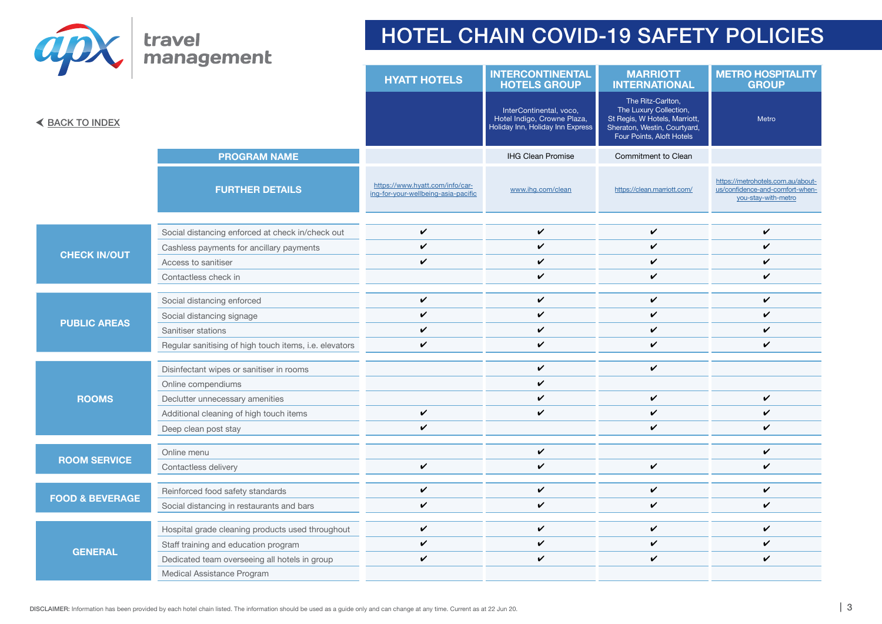apx travel management

# HOTEL CHAIN COVID-19 SAFETY POLICIES

BACK TO INDEX

| | | HYATT HOTELS | INTERCONTINENTAL HOTELS GROUP | MARRIOTT INTERNATIONAL | METRO HOSPITALITY GROUP |
|---|---|---|---|---|---|
| | | | InterContinental, voco, Hotel Indigo, Crowne Plaza, Holiday Inn, Holiday Inn Express | The Ritz-Carlton, The Luxury Collection, St Regis, W Hotels, Marriott, Sheraton, Westin, Courtyard, Four Points, Aloft Hotels | Metro |
| | PROGRAM NAME | | IHG Clean Promise | Commitment to Clean | |
| | FURTHER DETAILS | https://www.hyatt.com/info/caring-for-your-wellbeing-asia-pacific | www.ihg.com/clean | https://clean.marriott.com/ | https://metrohotels.com.au/about-us/confidence-and-comfort-when-you-stay-with-metro |
| CHECK IN/OUT | Social distancing enforced at check in/check out | ✔ | ✔ | ✔ | ✔ |
| | Cashless payments for ancillary payments | ✔ | ✔ | ✔ | ✔ |
| | Access to sanitiser | ✔ | ✔ | ✔ | ✔ |
| | Contactless check in | | ✔ | ✔ | ✔ |
| PUBLIC AREAS | Social distancing enforced | ✔ | ✔ | ✔ | ✔ |
| | Social distancing signage | ✔ | ✔ | ✔ | ✔ |
| | Sanitiser stations | ✔ | ✔ | ✔ | ✔ |
| | Regular sanitising of high touch items, i.e. elevators | ✔ | ✔ | ✔ | ✔ |
| ROOMS | Disinfectant wipes or sanitiser in rooms | | ✔ | ✔ | |
| | Online compendiums | | ✔ | | |
| | Declutter unnecessary amenities | | ✔ | ✔ | ✔ |
| | Additional cleaning of high touch items | ✔ | ✔ | ✔ | ✔ |
| | Deep clean post stay | ✔ | | ✔ | ✔ |
| ROOM SERVICE | Online menu | | ✔ | | ✔ |
| | Contactless delivery | ✔ | ✔ | ✔ | ✔ |
| FOOD & BEVERAGE | Reinforced food safety standards | ✔ | ✔ | ✔ | ✔ |
| | Social distancing in restaurants and bars | ✔ | ✔ | ✔ | ✔ |
| GENERAL | Hospital grade cleaning products used throughout | ✔ | ✔ | ✔ | ✔ |
| | Staff training and education program | ✔ | ✔ | ✔ | ✔ |
| | Dedicated team overseeing all hotels in group | ✔ | ✔ | ✔ | ✔ |
| | Medical Assistance Program | | | | |

**DISCLAIMER:** Information has been provided by each hotel chain listed. The information should be used as a guide only and can change at any time. Current as at 22 Jun 20.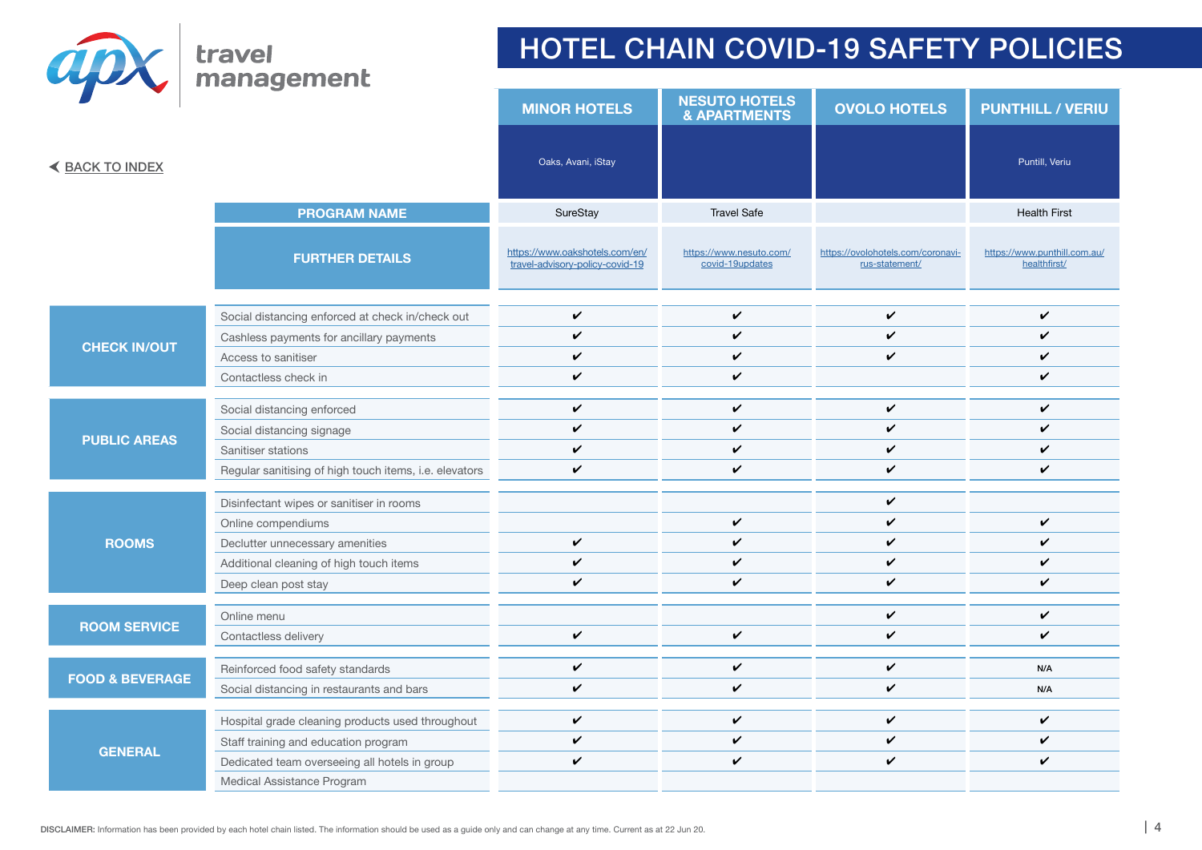apx travel management

# HOTEL CHAIN COVID-19 SAFETY POLICIES

BACK TO INDEX

| | | MINOR HOTELS | NESUTO HOTELS & APARTMENTS | OVOLO HOTELS | PUNTHILL / VERIU |
|---|---|---|---|---|---|
| | | Oaks, Avani, iStay | | | Puntill, Veriu |
| | PROGRAM NAME | SureStay | Travel Safe | | Health First |
| | FURTHER DETAILS | https://www.oakshotels.com/en/travel-advisory-policy-covid-19 | https://www.nesuto.com/covid-19updates | https://ovolohotels.com/coronavirus-statement/ | https://www.punthill.com.au/healthfirst/ |
| CHECK IN/OUT | Social distancing enforced at check in/check out | ✔ | ✔ | ✔ | ✔ |
| | Cashless payments for ancillary payments | ✔ | ✔ | ✔ | ✔ |
| | Access to sanitiser | ✔ | ✔ | ✔ | ✔ |
| | Contactless check in | ✔ | ✔ | | ✔ |
| PUBLIC AREAS | Social distancing enforced | ✔ | ✔ | ✔ | ✔ |
| | Social distancing signage | ✔ | ✔ | ✔ | ✔ |
| | Sanitiser stations | ✔ | ✔ | ✔ | ✔ |
| | Regular sanitising of high touch items, i.e. elevators | ✔ | ✔ | ✔ | ✔ |
| ROOMS | Disinfectant wipes or sanitiser in rooms | | | ✔ | |
| | Online compendiums | | ✔ | ✔ | ✔ |
| | Declutter unnecessary amenities | ✔ | ✔ | ✔ | ✔ |
| | Additional cleaning of high touch items | ✔ | ✔ | ✔ | ✔ |
| | Deep clean post stay | ✔ | ✔ | ✔ | ✔ |
| ROOM SERVICE | Online menu | | | ✔ | ✔ |
| | Contactless delivery | ✔ | ✔ | ✔ | ✔ |
| FOOD & BEVERAGE | Reinforced food safety standards | ✔ | ✔ | ✔ | N/A |
| | Social distancing in restaurants and bars | ✔ | ✔ | ✔ | N/A |
| GENERAL | Hospital grade cleaning products used throughout | ✔ | ✔ | ✔ | ✔ |
| | Staff training and education program | ✔ | ✔ | ✔ | ✔ |
| | Dedicated team overseeing all hotels in group | ✔ | ✔ | ✔ | ✔ |
| | Medical Assistance Program | | | | |

**DISCLAIMER:** Information has been provided by each hotel chain listed. The information should be used as a guide only and can change at any time. Current as at 22 Jun 20.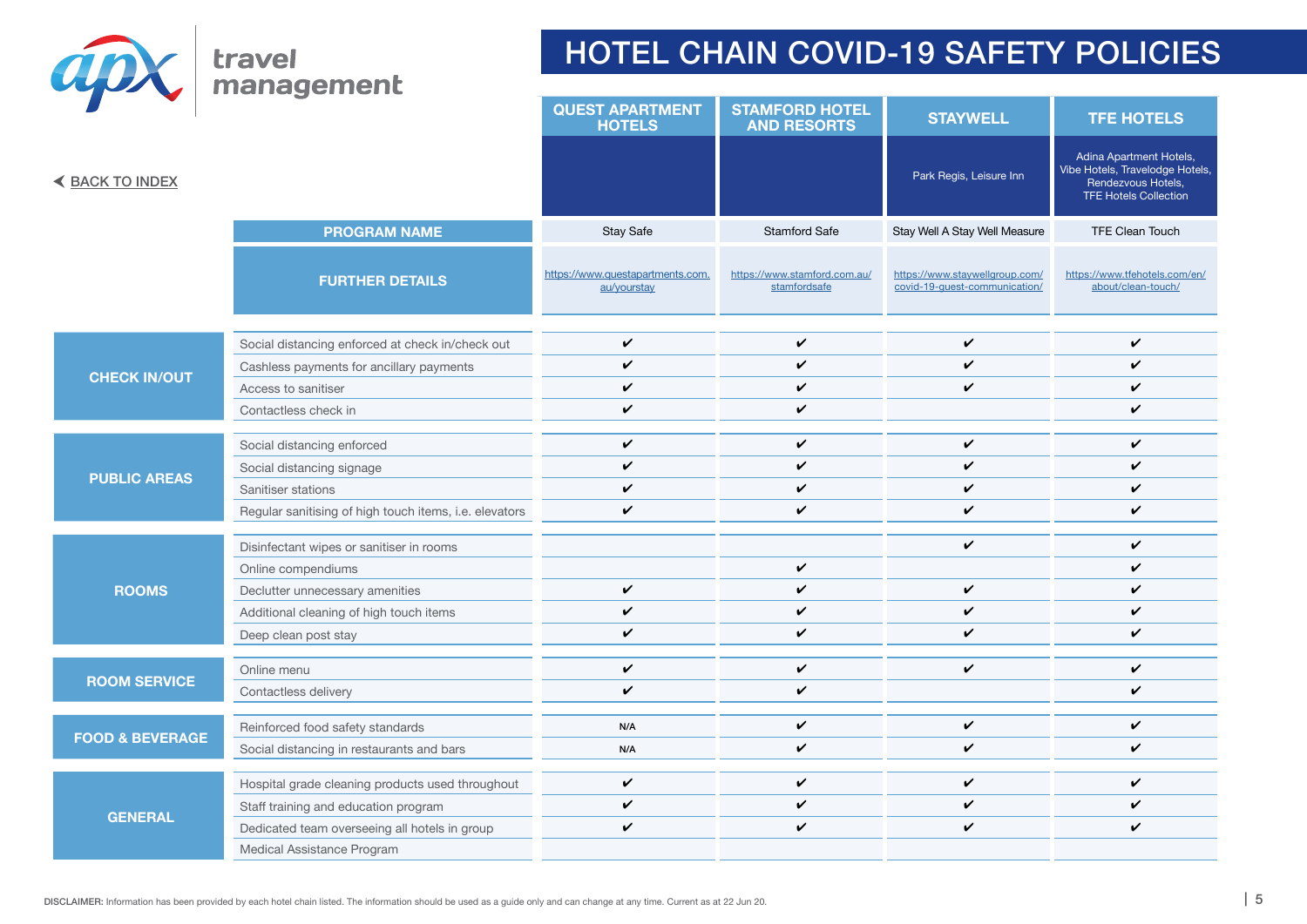apx travel management

# HOTEL CHAIN COVID-19 SAFETY POLICIES

BACK TO INDEX

| | | QUEST APARTMENT HOTELS | STAMFORD HOTEL AND RESORTS | STAYWELL | TFE HOTELS |
|---|---|---|---|---|---|
| | | | | Park Regis, Leisure Inn | Adina Apartment Hotels, Vibe Hotels, Travelodge Hotels, Rendezvous Hotels, TFE Hotels Collection |
| | PROGRAM NAME | Stay Safe | Stamford Safe | Stay Well A Stay Well Measure | TFE Clean Touch |
| | FURTHER DETAILS | https://www.questapartments.com.au/yourstay | https://www.stamford.com.au/stamfordsafe | https://www.staywellgroup.com/covid-19-guest-communication/ | https://www.tfehotels.com/en/about/clean-touch/ |
| CHECK IN/OUT | Social distancing enforced at check in/check out | ✔ | ✔ | ✔ | ✔ |
| | Cashless payments for ancillary payments | ✔ | ✔ | ✔ | ✔ |
| | Access to sanitiser | ✔ | ✔ | ✔ | ✔ |
| | Contactless check in | ✔ | ✔ | | ✔ |
| PUBLIC AREAS | Social distancing enforced | ✔ | ✔ | ✔ | ✔ |
| | Social distancing signage | ✔ | ✔ | ✔ | ✔ |
| | Sanitiser stations | ✔ | ✔ | ✔ | ✔ |
| | Regular sanitising of high touch items, i.e. elevators | ✔ | ✔ | ✔ | ✔ |
| ROOMS | Disinfectant wipes or sanitiser in rooms | | | ✔ | ✔ |
| | Online compendiums | | ✔ | | ✔ |
| | Declutter unnecessary amenities | ✔ | ✔ | ✔ | ✔ |
| | Additional cleaning of high touch items | ✔ | ✔ | ✔ | ✔ |
| | Deep clean post stay | ✔ | ✔ | ✔ | ✔ |
| ROOM SERVICE | Online menu | ✔ | ✔ | ✔ | ✔ |
| | Contactless delivery | ✔ | ✔ | | ✔ |
| FOOD & BEVERAGE | Reinforced food safety standards | N/A | ✔ | ✔ | ✔ |
| | Social distancing in restaurants and bars | N/A | ✔ | ✔ | ✔ |
| GENERAL | Hospital grade cleaning products used throughout | ✔ | ✔ | ✔ | ✔ |
| | Staff training and education program | ✔ | ✔ | ✔ | ✔ |
| | Dedicated team overseeing all hotels in group | ✔ | ✔ | ✔ | ✔ |
| | Medical Assistance Program | | | | |

**DISCLAIMER:** Information has been provided by each hotel chain listed. The information should be used as a guide only and can change at any time. Current as at 22 Jun 20.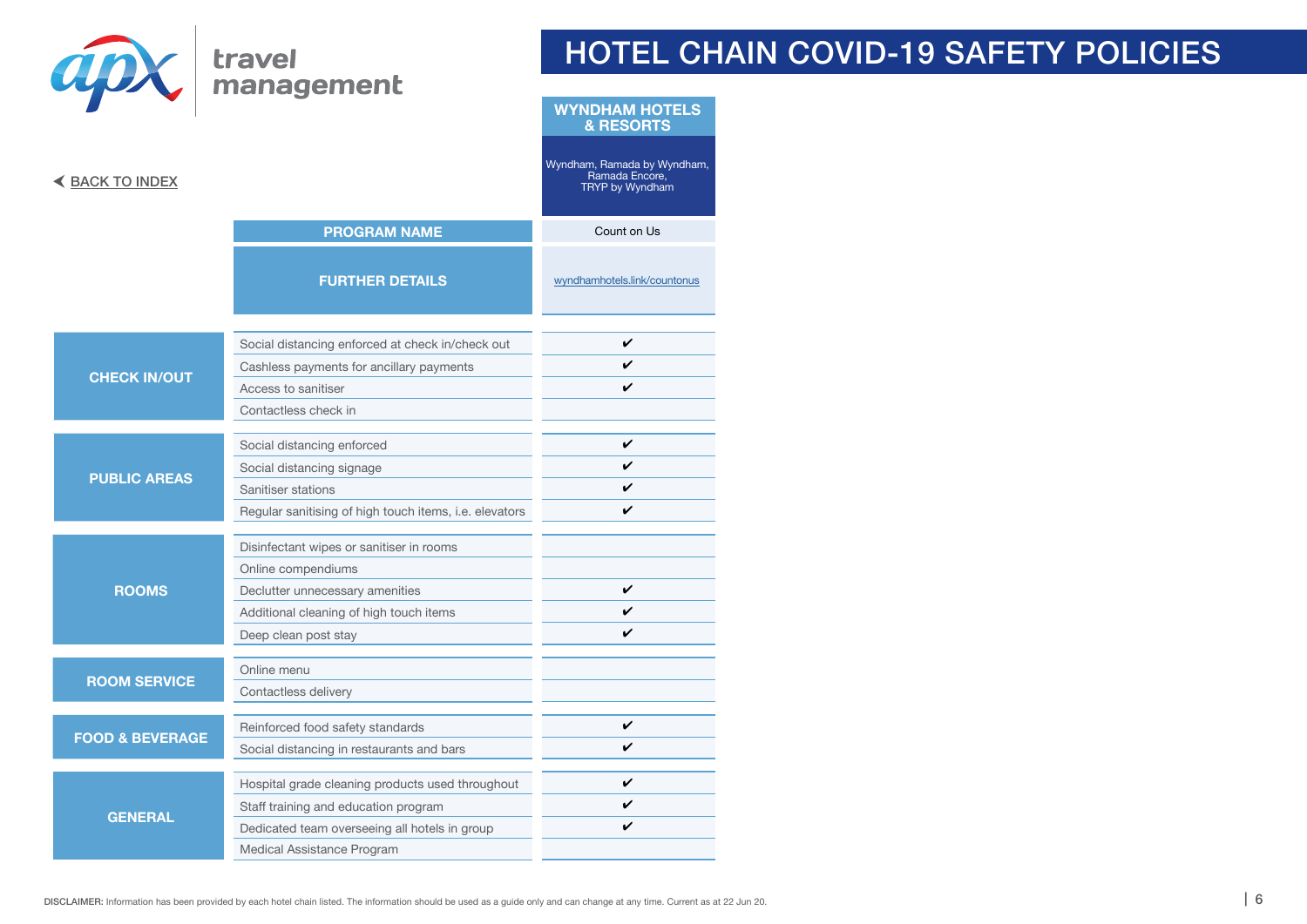apx travel management

[BACK TO INDEX]

# HOTEL CHAIN COVID-19 SAFETY POLICIES

| | | WYNDHAM HOTELS & RESORTS<br>Wyndham, Ramada by Wyndham, Ramada Encore, TRYP by Wyndham |
|---|---|---|
| | PROGRAM NAME | Count on Us |
| | FURTHER DETAILS | wyndhamhotels.link/countonus |
| CHECK IN/OUT | Social distancing enforced at check in/check out | ✔ |
| | Cashless payments for ancillary payments | ✔ |
| | Access to sanitiser | ✔ |
| | Contactless check in | |
| PUBLIC AREAS | Social distancing enforced | ✔ |
| | Social distancing signage | ✔ |
| | Sanitiser stations | ✔ |
| | Regular sanitising of high touch items, i.e. elevators | ✔ |
| ROOMS | Disinfectant wipes or sanitiser in rooms | |
| | Online compendiums | |
| | Declutter unnecessary amenities | ✔ |
| | Additional cleaning of high touch items | ✔ |
| | Deep clean post stay | ✔ |
| ROOM SERVICE | Online menu | |
| | Contactless delivery | |
| FOOD & BEVERAGE | Reinforced food safety standards | ✔ |
| | Social distancing in restaurants and bars | ✔ |
| GENERAL | Hospital grade cleaning products used throughout | ✔ |
| | Staff training and education program | ✔ |
| | Dedicated team overseeing all hotels in group | ✔ |
| | Medical Assistance Program | |

**DISCLAIMER:** Information has been provided by each hotel chain listed. The information should be used as a guide only and can change at any time. Current as at 22 Jun 20.